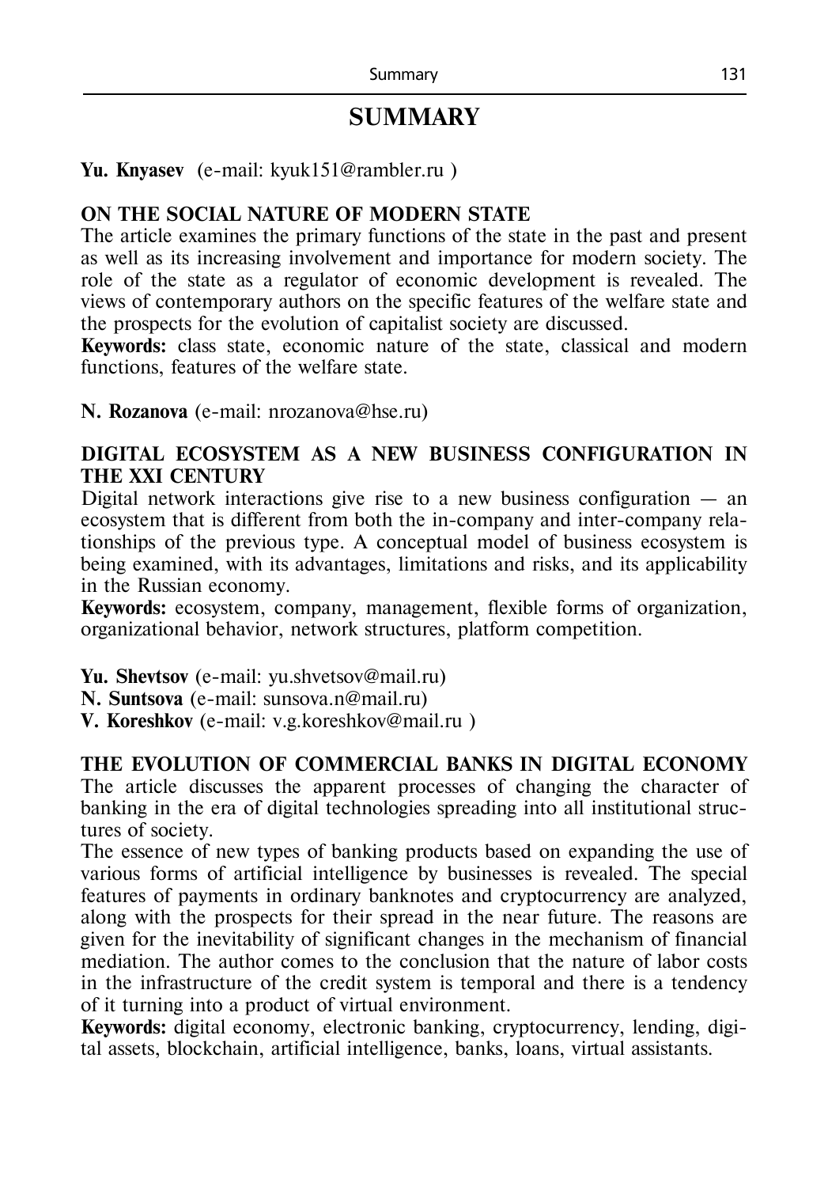# SUMMARY

**Yu. Knyasev** (e-mail: kyuk151@rambler.ru )

**ON THE SOCIAL NATURE OF MODERN STATE**

The article examines the primary functions of the state in the past and present as well as its increasing involvement and importance for modern society. The role of the state as a regulator of economic development is revealed. The views of contemporary authors on the specific features of the welfare state and the prospects for the evolution of capitalist society are discussed.

**Keywords:** class state, economic nature of the state, classical and modern functions, features of the welfare state.

**N. Rozanova** (e-mail: nrozanova@hse.ru)

**DIGITAL ECOSYSTEM AS A NEW BUSINESS CONFIGURATION IN THE XXI CENTURY**

Digital network interactions give rise to a new business configuration — an ecosystem that is different from both the in-company and inter-company relationships of the previous type. A conceptual model of business ecosystem is being examined, with its advantages, limitations and risks, and its applicability in the Russian economy.

**Keywords:** ecosystem, company, management, flexible forms of organization, organizational behavior, network structures, platform competition.

**Yu. Shevtsov** (e-mail: yu.shvetsov@mail.ru)
**N. Suntsova** (e-mail: sunsova.n@mail.ru)
**V. Koreshkov** (e-mail: v.g.koreshkov@mail.ru )

**THE EVOLUTION OF COMMERCIAL BANKS IN DIGITAL ECONOMY**

The article discusses the apparent processes of changing the character of banking in the era of digital technologies spreading into all institutional structures of society.

The essence of new types of banking products based on expanding the use of various forms of artificial intelligence by businesses is revealed. The special features of payments in ordinary banknotes and cryptocurrency are analyzed, along with the prospects for their spread in the near future. The reasons are given for the inevitability of significant changes in the mechanism of financial mediation. The author comes to the conclusion that the nature of labor costs in the infrastructure of the credit system is temporal and there is a tendency of it turning into a product of virtual environment.

**Keywords:** digital economy, electronic banking, cryptocurrency, lending, digital assets, blockchain, artificial intelligence, banks, loans, virtual assistants.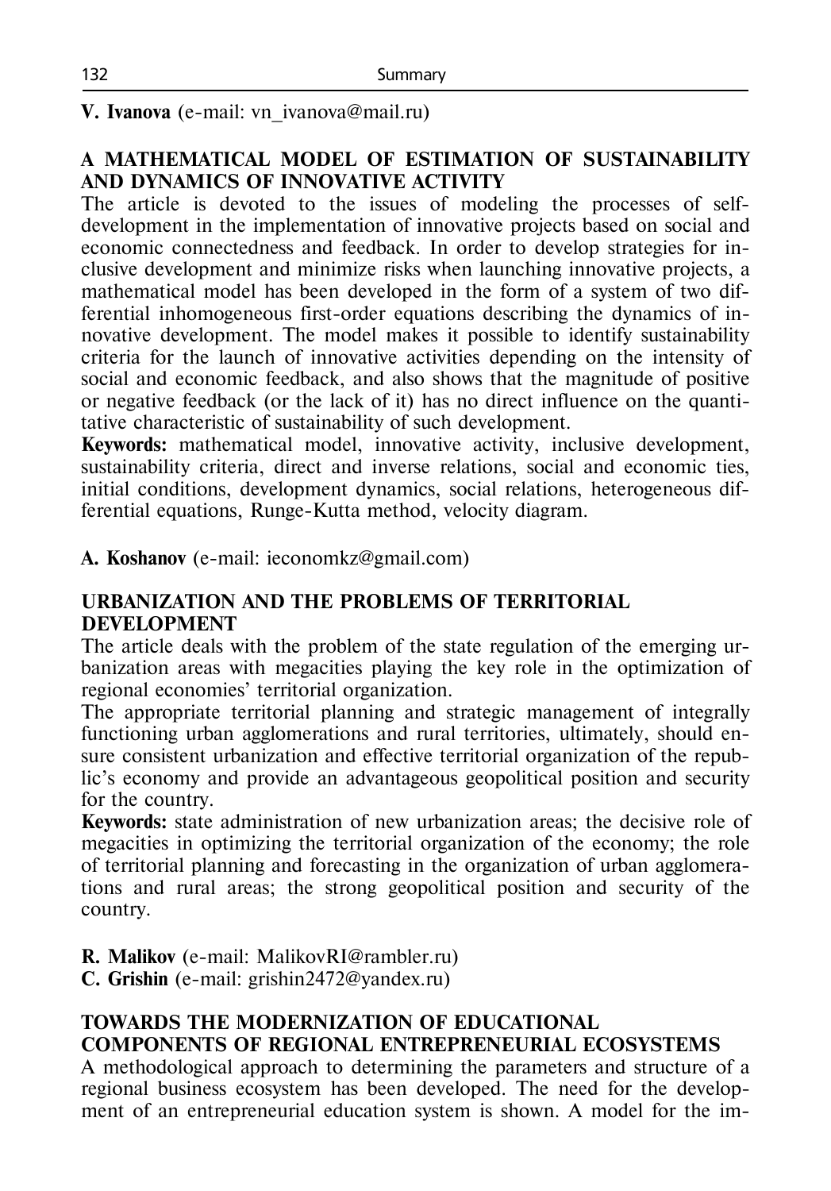**V. Ivanova** (e-mail: vn_ivanova@mail.ru)

## A MATHEMATICAL MODEL OF ESTIMATION OF SUSTAINABILITY AND DYNAMICS OF INNOVATIVE ACTIVITY

The article is devoted to the issues of modeling the processes of self-development in the implementation of innovative projects based on social and economic connectedness and feedback. In order to develop strategies for inclusive development and minimize risks when launching innovative projects, a mathematical model has been developed in the form of a system of two differential inhomogeneous first-order equations describing the dynamics of innovative development. The model makes it possible to identify sustainability criteria for the launch of innovative activities depending on the intensity of social and economic feedback, and also shows that the magnitude of positive or negative feedback (or the lack of it) has no direct influence on the quantitative characteristic of sustainability of such development.

**Keywords:** mathematical model, innovative activity, inclusive development, sustainability criteria, direct and inverse relations, social and economic ties, initial conditions, development dynamics, social relations, heterogeneous differential equations, Runge-Kutta method, velocity diagram.

**A. Koshanov** (e-mail: ieconomkz@gmail.com)

## URBANIZATION AND THE PROBLEMS OF TERRITORIAL DEVELOPMENT

The article deals with the problem of the state regulation of the emerging urbanization areas with megacities playing the key role in the optimization of regional economies' territorial organization.

The appropriate territorial planning and strategic management of integrally functioning urban agglomerations and rural territories, ultimately, should ensure consistent urbanization and effective territorial organization of the republic's economy and provide an advantageous geopolitical position and security for the country.

**Keywords:** state administration of new urbanization areas; the decisive role of megacities in optimizing the territorial organization of the economy; the role of territorial planning and forecasting in the organization of urban agglomerations and rural areas; the strong geopolitical position and security of the country.

**R. Malikov** (e-mail: MalikovRI@rambler.ru)
**C. Grishin** (e-mail: grishin2472@yandex.ru)

## TOWARDS THE MODERNIZATION OF EDUCATIONAL COMPONENTS OF REGIONAL ENTREPRENEURIAL ECOSYSTEMS

A methodological approach to determining the parameters and structure of a regional business ecosystem has been developed. The need for the development of an entrepreneurial education system is shown. A model for the im-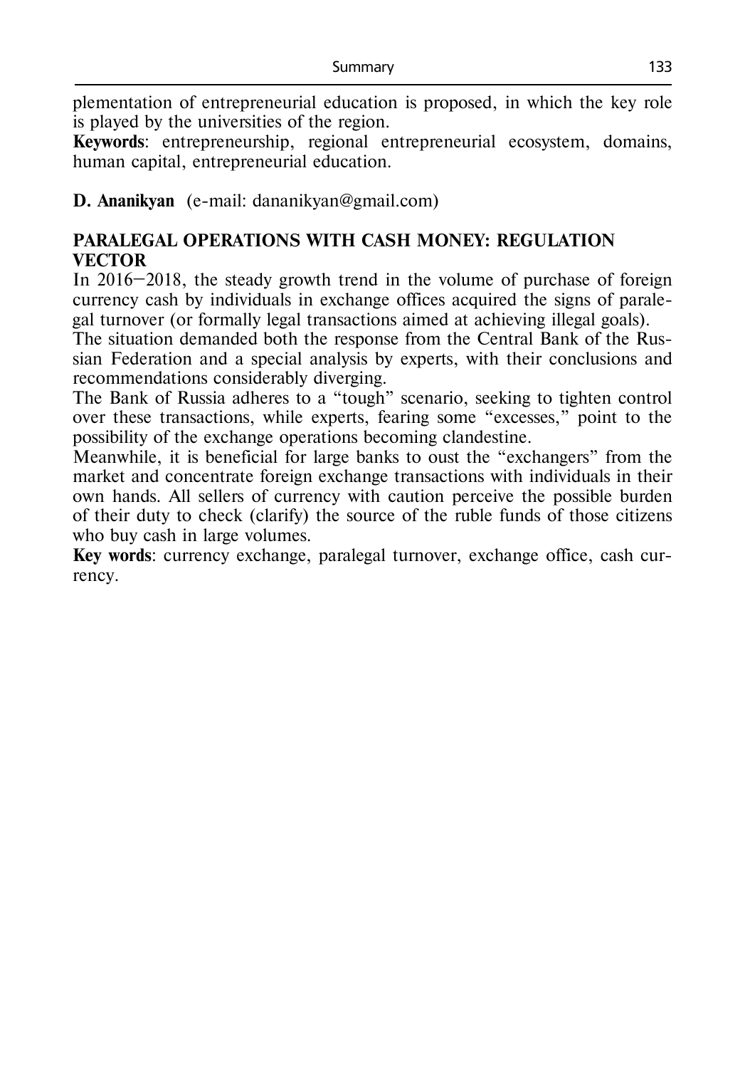plementation of entrepreneurial education is proposed, in which the key role is played by the universities of the region.

**Keywords**: entrepreneurship, regional entrepreneurial ecosystem, domains, human capital, entrepreneurial education.

**D. Ananikyan** (e-mail: dananikyan@gmail.com)

## PARALEGAL OPERATIONS WITH CASH MONEY: REGULATION VECTOR

In 2016–2018, the steady growth trend in the volume of purchase of foreign currency cash by individuals in exchange offices acquired the signs of paralegal turnover (or formally legal transactions aimed at achieving illegal goals).

The situation demanded both the response from the Central Bank of the Russian Federation and a special analysis by experts, with their conclusions and recommendations considerably diverging.

The Bank of Russia adheres to a "tough" scenario, seeking to tighten control over these transactions, while experts, fearing some "excesses," point to the possibility of the exchange operations becoming clandestine.

Meanwhile, it is beneficial for large banks to oust the "exchangers" from the market and concentrate foreign exchange transactions with individuals in their own hands. All sellers of currency with caution perceive the possible burden of their duty to check (clarify) the source of the ruble funds of those citizens who buy cash in large volumes.

**Key words**: currency exchange, paralegal turnover, exchange office, cash currency.